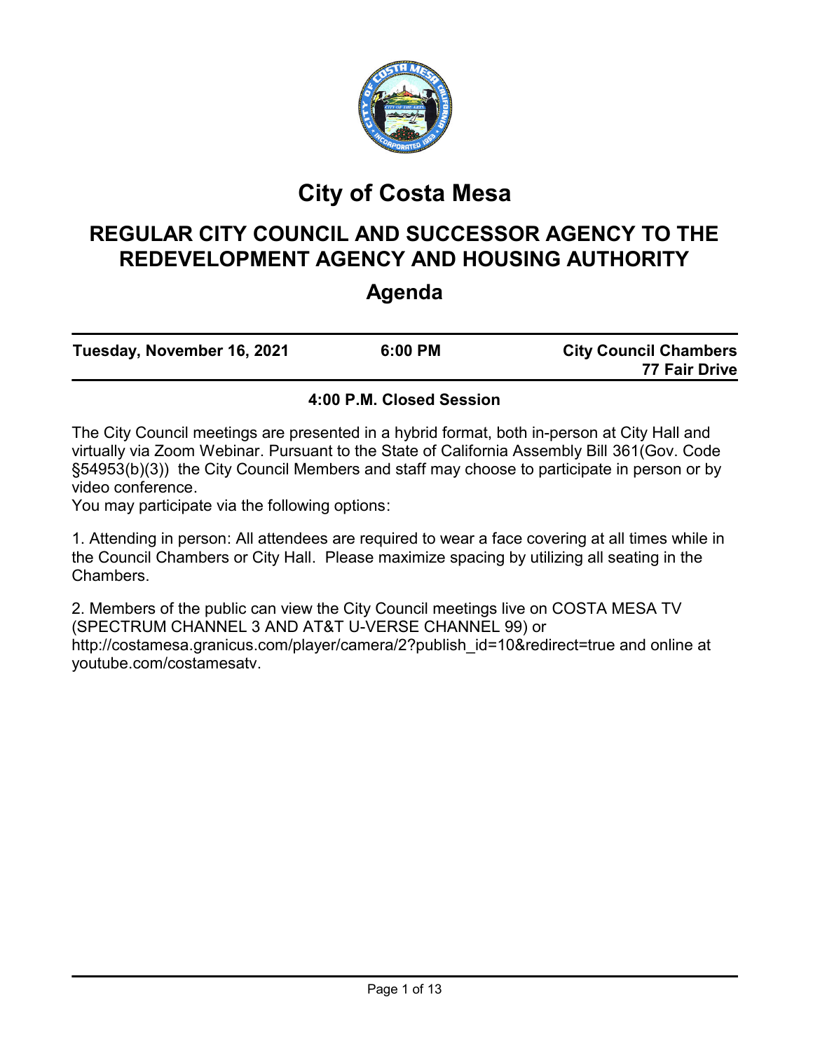# City of Costa Mesa

## REGULAR CITY COUNCIL AND SUCCESSOR AGENCY TO THE REDEVELOPMENT AGENCY AND HOUSING AUTHORITY

## Agenda

| Tuesday, November 16, 2021 | 6:00 PM | City Council Chambers 77 Fair Drive |
|---|---|---|

**4:00 P.M. Closed Session**

The City Council meetings are presented in a hybrid format, both in-person at City Hall and virtually via Zoom Webinar. Pursuant to the State of California Assembly Bill 361(Gov. Code §54953(b)(3)) the City Council Members and staff may choose to participate in person or by video conference.

You may participate via the following options:

1. Attending in person: All attendees are required to wear a face covering at all times while in the Council Chambers or City Hall. Please maximize spacing by utilizing all seating in the Chambers.

2. Members of the public can view the City Council meetings live on COSTA MESA TV (SPECTRUM CHANNEL 3 AND AT&T U-VERSE CHANNEL 99) or http://costamesa.granicus.com/player/camera/2?publish_id=10&redirect=true and online at youtube.com/costamesatv.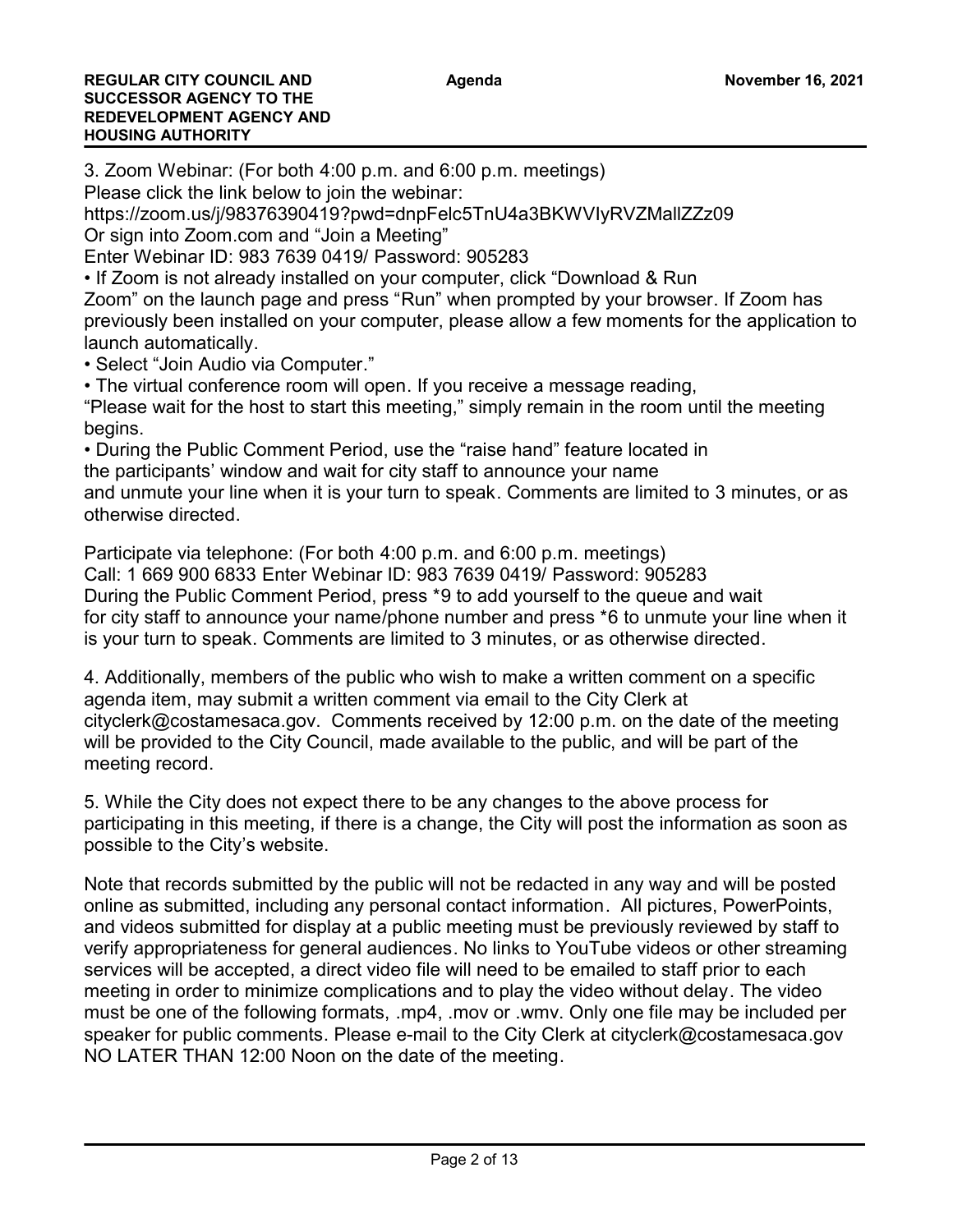3. Zoom Webinar: (For both 4:00 p.m. and 6:00 p.m. meetings)
Please click the link below to join the webinar:
https://zoom.us/j/98376390419?pwd=dnpFelc5TnU4a3BKWVIyRVZMallZZz09
Or sign into Zoom.com and "Join a Meeting"
Enter Webinar ID: 983 7639 0419/ Password: 905283

- If Zoom is not already installed on your computer, click "Download & Run Zoom" on the launch page and press "Run" when prompted by your browser. If Zoom has previously been installed on your computer, please allow a few moments for the application to launch automatically.
- Select "Join Audio via Computer."
- The virtual conference room will open. If you receive a message reading, "Please wait for the host to start this meeting," simply remain in the room until the meeting begins.
- During the Public Comment Period, use the "raise hand" feature located in the participants' window and wait for city staff to announce your name and unmute your line when it is your turn to speak. Comments are limited to 3 minutes, or as otherwise directed.

Participate via telephone: (For both 4:00 p.m. and 6:00 p.m. meetings)
Call: 1 669 900 6833 Enter Webinar ID: 983 7639 0419/ Password: 905283
During the Public Comment Period, press *9 to add yourself to the queue and wait for city staff to announce your name/phone number and press *6 to unmute your line when it is your turn to speak. Comments are limited to 3 minutes, or as otherwise directed.

4. Additionally, members of the public who wish to make a written comment on a specific agenda item, may submit a written comment via email to the City Clerk at cityclerk@costamesaca.gov. Comments received by 12:00 p.m. on the date of the meeting will be provided to the City Council, made available to the public, and will be part of the meeting record.

5. While the City does not expect there to be any changes to the above process for participating in this meeting, if there is a change, the City will post the information as soon as possible to the City's website.

Note that records submitted by the public will not be redacted in any way and will be posted online as submitted, including any personal contact information. All pictures, PowerPoints, and videos submitted for display at a public meeting must be previously reviewed by staff to verify appropriateness for general audiences. No links to YouTube videos or other streaming services will be accepted, a direct video file will need to be emailed to staff prior to each meeting in order to minimize complications and to play the video without delay. The video must be one of the following formats, .mp4, .mov or .wmv. Only one file may be included per speaker for public comments. Please e-mail to the City Clerk at cityclerk@costamesaca.gov NO LATER THAN 12:00 Noon on the date of the meeting.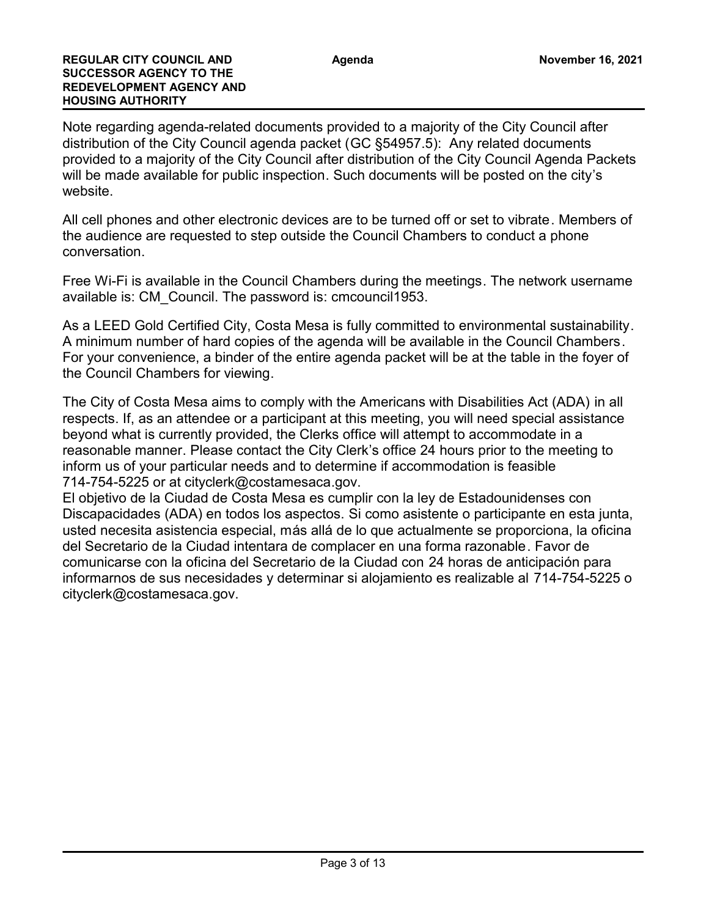Note regarding agenda-related documents provided to a majority of the City Council after distribution of the City Council agenda packet (GC §54957.5): Any related documents provided to a majority of the City Council after distribution of the City Council Agenda Packets will be made available for public inspection. Such documents will be posted on the city's website.

All cell phones and other electronic devices are to be turned off or set to vibrate. Members of the audience are requested to step outside the Council Chambers to conduct a phone conversation.

Free Wi-Fi is available in the Council Chambers during the meetings. The network username available is: CM_Council. The password is: cmcouncil1953.

As a LEED Gold Certified City, Costa Mesa is fully committed to environmental sustainability. A minimum number of hard copies of the agenda will be available in the Council Chambers. For your convenience, a binder of the entire agenda packet will be at the table in the foyer of the Council Chambers for viewing.

The City of Costa Mesa aims to comply with the Americans with Disabilities Act (ADA) in all respects. If, as an attendee or a participant at this meeting, you will need special assistance beyond what is currently provided, the Clerks office will attempt to accommodate in a reasonable manner. Please contact the City Clerk's office 24 hours prior to the meeting to inform us of your particular needs and to determine if accommodation is feasible 714-754-5225 or at cityclerk@costamesaca.gov.
El objetivo de la Ciudad de Costa Mesa es cumplir con la ley de Estadounidenses con Discapacidades (ADA) en todos los aspectos. Si como asistente o participante en esta junta, usted necesita asistencia especial, más allá de lo que actualmente se proporciona, la oficina del Secretario de la Ciudad intentara de complacer en una forma razonable. Favor de comunicarse con la oficina del Secretario de la Ciudad con 24 horas de anticipación para informarnos de sus necesidades y determinar si alojamiento es realizable al 714-754-5225 o cityclerk@costamesaca.gov.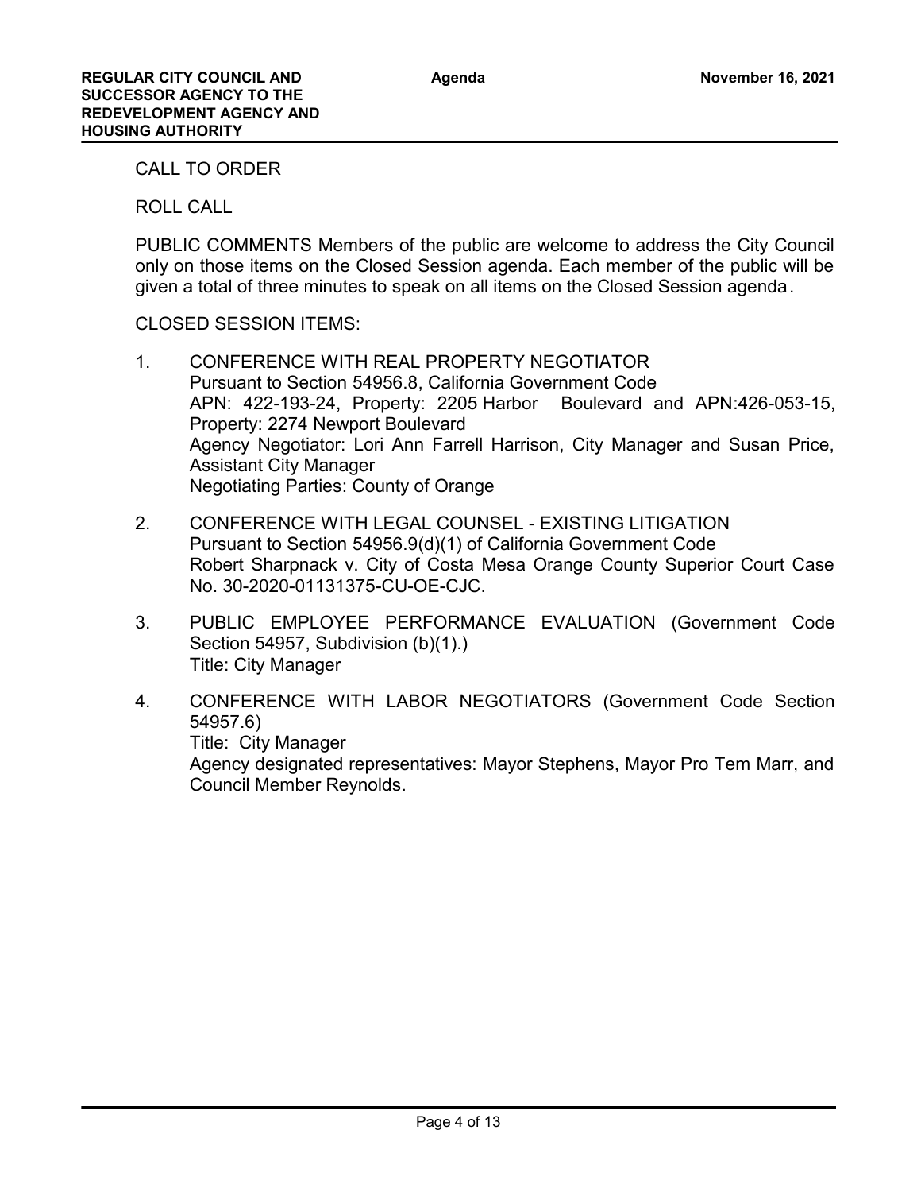CALL TO ORDER

ROLL CALL

PUBLIC COMMENTS Members of the public are welcome to address the City Council only on those items on the Closed Session agenda. Each member of the public will be given a total of three minutes to speak on all items on the Closed Session agenda.

CLOSED SESSION ITEMS:

1. CONFERENCE WITH REAL PROPERTY NEGOTIATOR
   Pursuant to Section 54956.8, California Government Code
   APN: 422-193-24, Property: 2205 Harbor Boulevard and APN:426-053-15, Property: 2274 Newport Boulevard
   Agency Negotiator: Lori Ann Farrell Harrison, City Manager and Susan Price, Assistant City Manager
   Negotiating Parties: County of Orange

2. CONFERENCE WITH LEGAL COUNSEL - EXISTING LITIGATION
   Pursuant to Section 54956.9(d)(1) of California Government Code
   Robert Sharpnack v. City of Costa Mesa Orange County Superior Court Case No. 30-2020-01131375-CU-OE-CJC.

3. PUBLIC EMPLOYEE PERFORMANCE EVALUATION (Government Code Section 54957, Subdivision (b)(1).)
   Title: City Manager

4. CONFERENCE WITH LABOR NEGOTIATORS (Government Code Section 54957.6)
   Title: City Manager
   Agency designated representatives: Mayor Stephens, Mayor Pro Tem Marr, and Council Member Reynolds.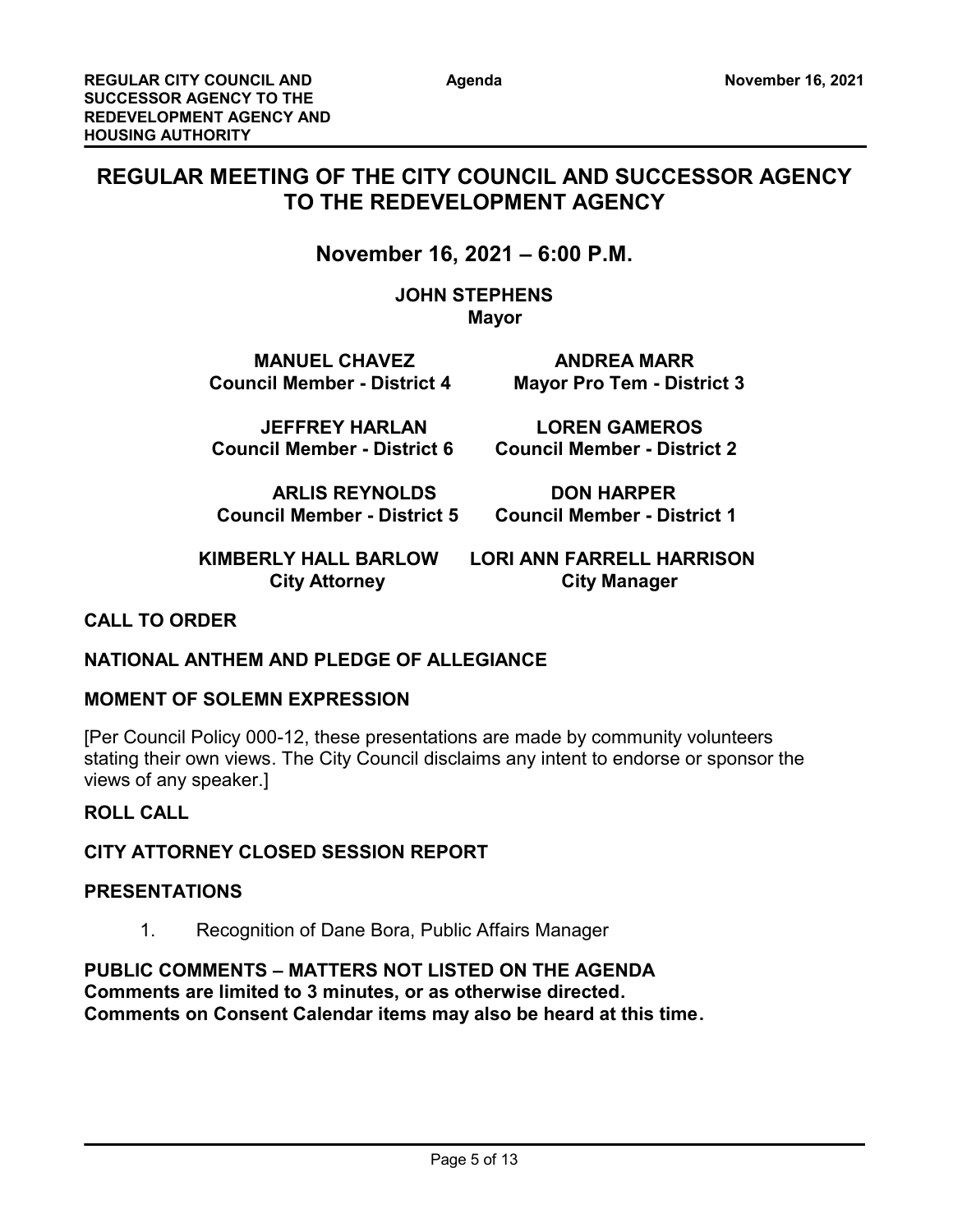# REGULAR MEETING OF THE CITY COUNCIL AND SUCCESSOR AGENCY TO THE REDEVELOPMENT AGENCY

## November 16, 2021 – 6:00 P.M.

**JOHN STEPHENS**
**Mayor**

| | |
|---|---|
| **MANUEL CHAVEZ**<br>**Council Member - District 4** | **ANDREA MARR**<br>**Mayor Pro Tem - District 3** |
| **JEFFREY HARLAN**<br>**Council Member - District 6** | **LOREN GAMEROS**<br>**Council Member - District 2** |
| **ARLIS REYNOLDS**<br>**Council Member - District 5** | **DON HARPER**<br>**Council Member - District 1** |
| **KIMBERLY HALL BARLOW**<br>**City Attorney** | **LORI ANN FARRELL HARRISON**<br>**City Manager** |

**CALL TO ORDER**

**NATIONAL ANTHEM AND PLEDGE OF ALLEGIANCE**

**MOMENT OF SOLEMN EXPRESSION**

[Per Council Policy 000-12, these presentations are made by community volunteers stating their own views. The City Council disclaims any intent to endorse or sponsor the views of any speaker.]

**ROLL CALL**

**CITY ATTORNEY CLOSED SESSION REPORT**

**PRESENTATIONS**

1. Recognition of Dane Bora, Public Affairs Manager

**PUBLIC COMMENTS – MATTERS NOT LISTED ON THE AGENDA**
**Comments are limited to 3 minutes, or as otherwise directed.**
**Comments on Consent Calendar items may also be heard at this time.**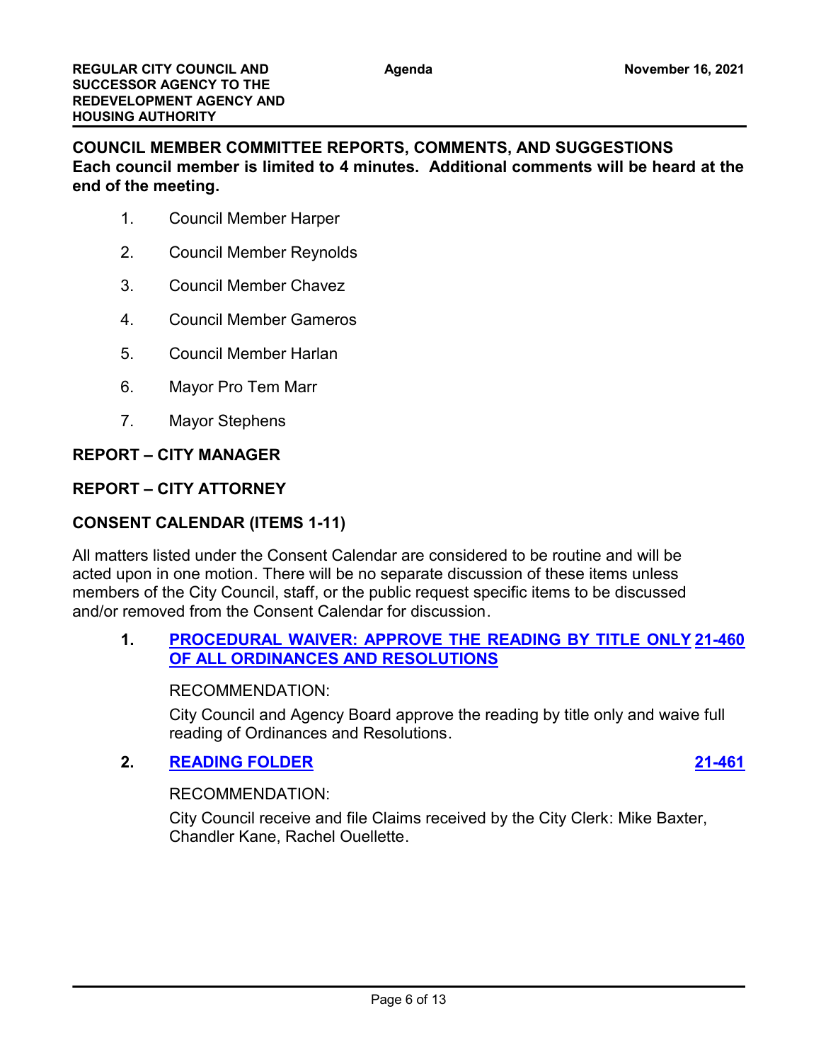## COUNCIL MEMBER COMMITTEE REPORTS, COMMENTS, AND SUGGESTIONS

**Each council member is limited to 4 minutes. Additional comments will be heard at the end of the meeting.**

1. Council Member Harper
2. Council Member Reynolds
3. Council Member Chavez
4. Council Member Gameros
5. Council Member Harlan
6. Mayor Pro Tem Marr
7. Mayor Stephens

## REPORT – CITY MANAGER

## REPORT – CITY ATTORNEY

## CONSENT CALENDAR (ITEMS 1-11)

All matters listed under the Consent Calendar are considered to be routine and will be acted upon in one motion. There will be no separate discussion of these items unless members of the City Council, staff, or the public request specific items to be discussed and/or removed from the Consent Calendar for discussion.

**1. PROCEDURAL WAIVER: APPROVE THE READING BY TITLE ONLY OF ALL ORDINANCES AND RESOLUTIONS** **21-460**

RECOMMENDATION:

City Council and Agency Board approve the reading by title only and waive full reading of Ordinances and Resolutions.

**2. READING FOLDER** **21-461**

RECOMMENDATION:

City Council receive and file Claims received by the City Clerk: Mike Baxter, Chandler Kane, Rachel Ouellette.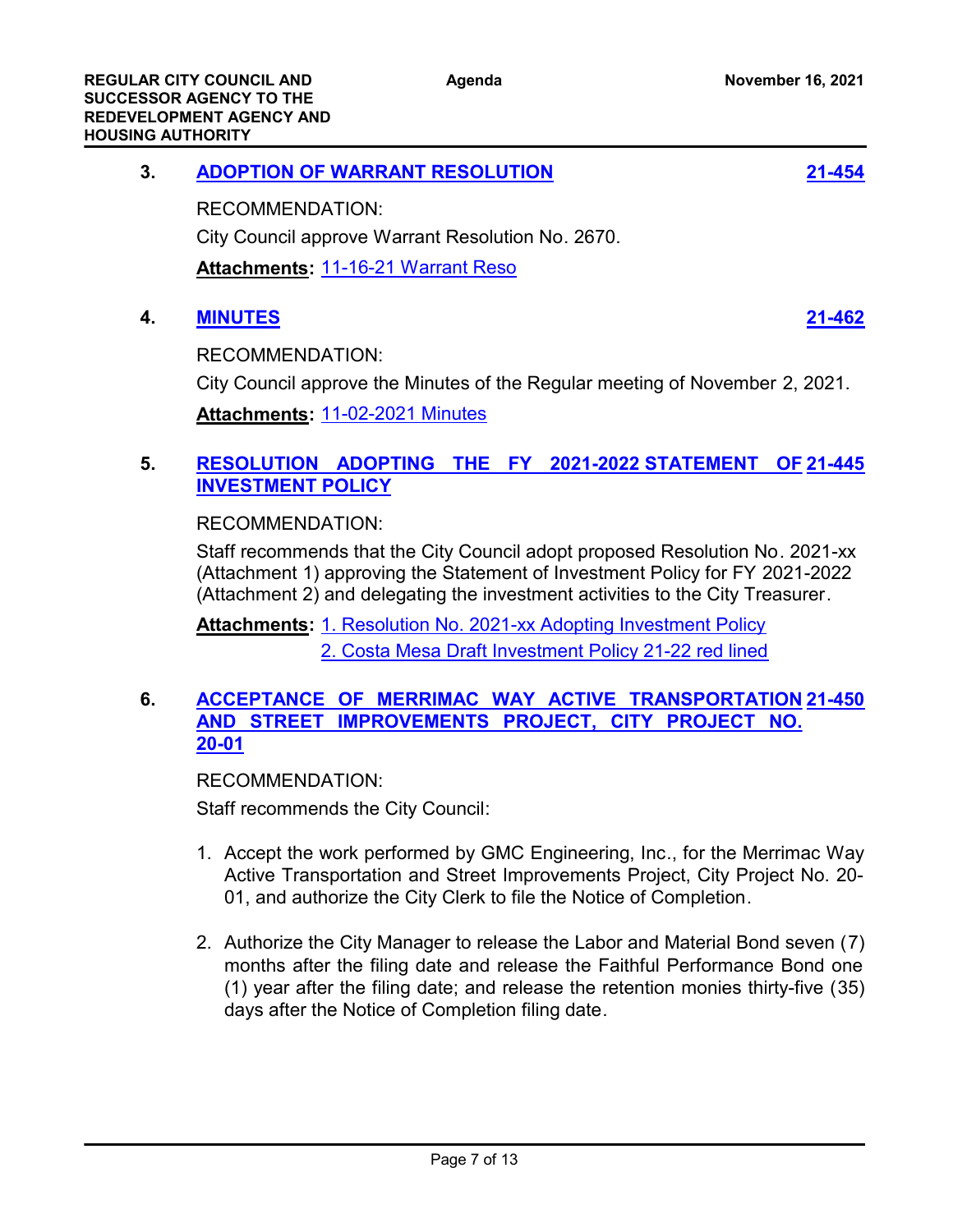### 3. ADOPTION OF WARRANT RESOLUTION — 21-454

RECOMMENDATION:

City Council approve Warrant Resolution No. 2670.

**Attachments:** 11-16-21 Warrant Reso

### 4. MINUTES — 21-462

RECOMMENDATION:

City Council approve the Minutes of the Regular meeting of November 2, 2021.

**Attachments:** 11-02-2021 Minutes

### 5. RESOLUTION ADOPTING THE FY 2021-2022 STATEMENT OF INVESTMENT POLICY — 21-445

RECOMMENDATION:

Staff recommends that the City Council adopt proposed Resolution No. 2021-xx (Attachment 1) approving the Statement of Investment Policy for FY 2021-2022 (Attachment 2) and delegating the investment activities to the City Treasurer.

**Attachments:** 1. Resolution No. 2021-xx Adopting Investment Policy
2. Costa Mesa Draft Investment Policy 21-22 red lined

### 6. ACCEPTANCE OF MERRIMAC WAY ACTIVE TRANSPORTATION AND STREET IMPROVEMENTS PROJECT, CITY PROJECT NO. 20-01 — 21-450

RECOMMENDATION:

Staff recommends the City Council:

1. Accept the work performed by GMC Engineering, Inc., for the Merrimac Way Active Transportation and Street Improvements Project, City Project No. 20-01, and authorize the City Clerk to file the Notice of Completion.

2. Authorize the City Manager to release the Labor and Material Bond seven (7) months after the filing date and release the Faithful Performance Bond one (1) year after the filing date; and release the retention monies thirty-five (35) days after the Notice of Completion filing date.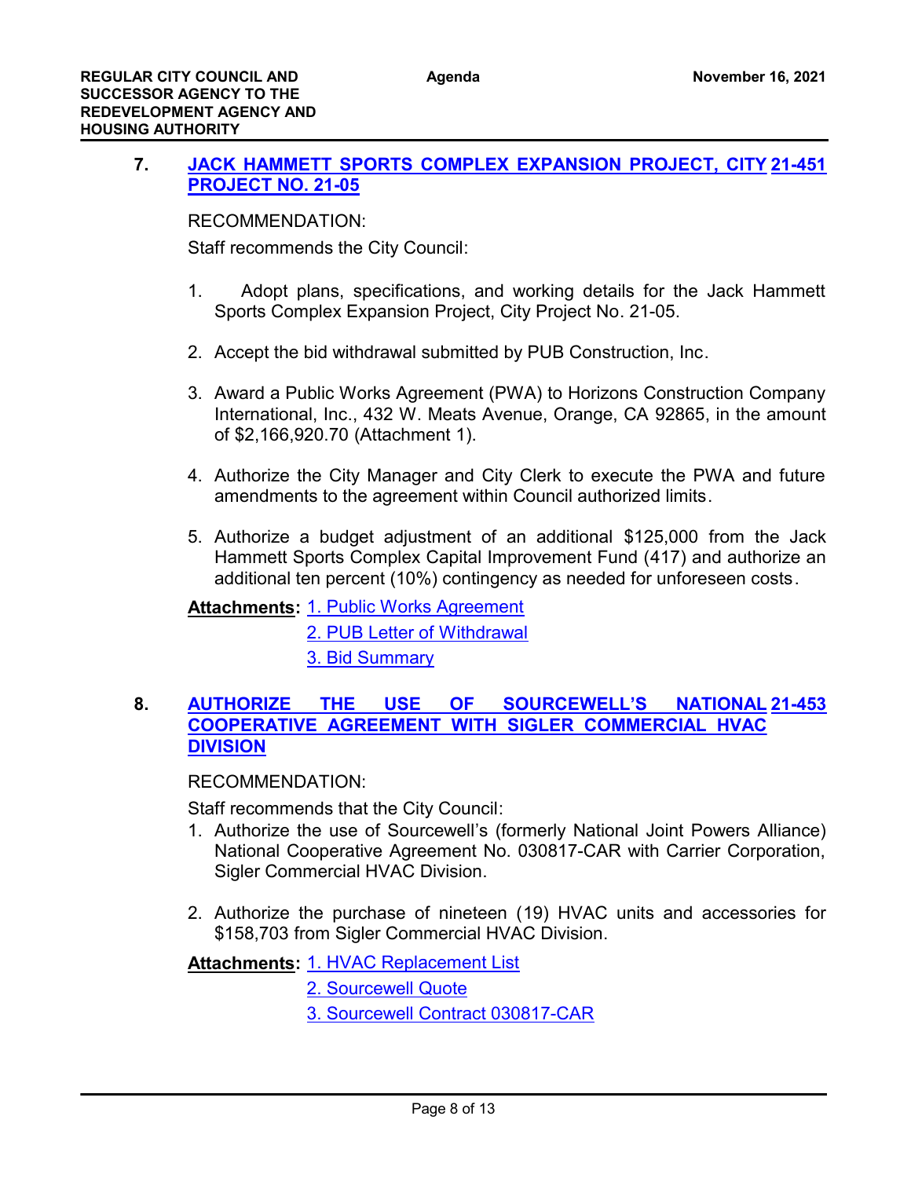## 7. JACK HAMMETT SPORTS COMPLEX EXPANSION PROJECT, CITY PROJECT NO. 21-05 — 21-451

RECOMMENDATION:

Staff recommends the City Council:

1. Adopt plans, specifications, and working details for the Jack Hammett Sports Complex Expansion Project, City Project No. 21-05.

2. Accept the bid withdrawal submitted by PUB Construction, Inc.

3. Award a Public Works Agreement (PWA) to Horizons Construction Company International, Inc., 432 W. Meats Avenue, Orange, CA 92865, in the amount of $2,166,920.70 (Attachment 1).

4. Authorize the City Manager and City Clerk to execute the PWA and future amendments to the agreement within Council authorized limits.

5. Authorize a budget adjustment of an additional $125,000 from the Jack Hammett Sports Complex Capital Improvement Fund (417) and authorize an additional ten percent (10%) contingency as needed for unforeseen costs.

**Attachments:** 1. Public Works Agreement
2. PUB Letter of Withdrawal
3. Bid Summary

## 8. AUTHORIZE THE USE OF SOURCEWELL'S NATIONAL COOPERATIVE AGREEMENT WITH SIGLER COMMERCIAL HVAC DIVISION — 21-453

RECOMMENDATION:

Staff recommends that the City Council:

1. Authorize the use of Sourcewell's (formerly National Joint Powers Alliance) National Cooperative Agreement No. 030817-CAR with Carrier Corporation, Sigler Commercial HVAC Division.

2. Authorize the purchase of nineteen (19) HVAC units and accessories for $158,703 from Sigler Commercial HVAC Division.

**Attachments:** 1. HVAC Replacement List
2. Sourcewell Quote
3. Sourcewell Contract 030817-CAR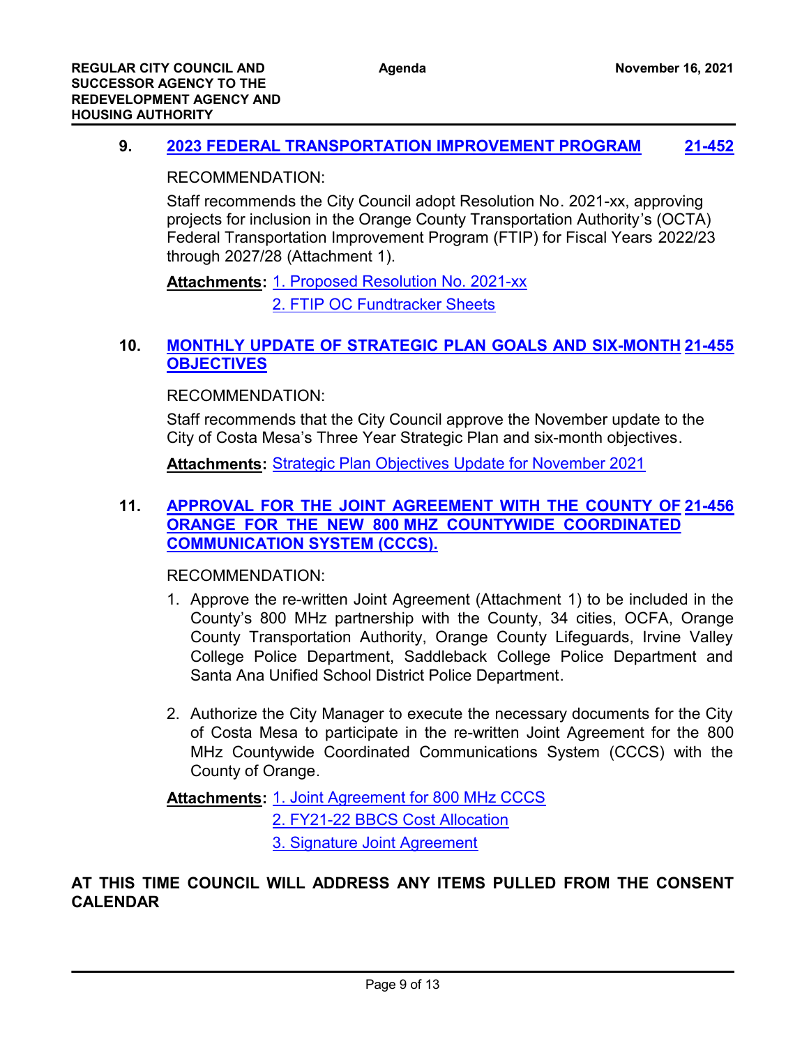### 9. 2023 FEDERAL TRANSPORTATION IMPROVEMENT PROGRAM — 21-452

RECOMMENDATION:

Staff recommends the City Council adopt Resolution No. 2021-xx, approving projects for inclusion in the Orange County Transportation Authority's (OCTA) Federal Transportation Improvement Program (FTIP) for Fiscal Years 2022/23 through 2027/28 (Attachment 1).

**Attachments:** 1. Proposed Resolution No. 2021-xx
2. FTIP OC Fundtracker Sheets

### 10. MONTHLY UPDATE OF STRATEGIC PLAN GOALS AND SIX-MONTH OBJECTIVES — 21-455

RECOMMENDATION:

Staff recommends that the City Council approve the November update to the City of Costa Mesa's Three Year Strategic Plan and six-month objectives.

**Attachments:** Strategic Plan Objectives Update for November 2021

### 11. APPROVAL FOR THE JOINT AGREEMENT WITH THE COUNTY OF ORANGE FOR THE NEW 800 MHZ COUNTYWIDE COORDINATED COMMUNICATION SYSTEM (CCCS). — 21-456

RECOMMENDATION:

1. Approve the re-written Joint Agreement (Attachment 1) to be included in the County's 800 MHz partnership with the County, 34 cities, OCFA, Orange County Transportation Authority, Orange County Lifeguards, Irvine Valley College Police Department, Saddleback College Police Department and Santa Ana Unified School District Police Department.

2. Authorize the City Manager to execute the necessary documents for the City of Costa Mesa to participate in the re-written Joint Agreement for the 800 MHz Countywide Coordinated Communications System (CCCS) with the County of Orange.

**Attachments:** 1. Joint Agreement for 800 MHz CCCS
2. FY21-22 BBCS Cost Allocation
3. Signature Joint Agreement

**AT THIS TIME COUNCIL WILL ADDRESS ANY ITEMS PULLED FROM THE CONSENT CALENDAR**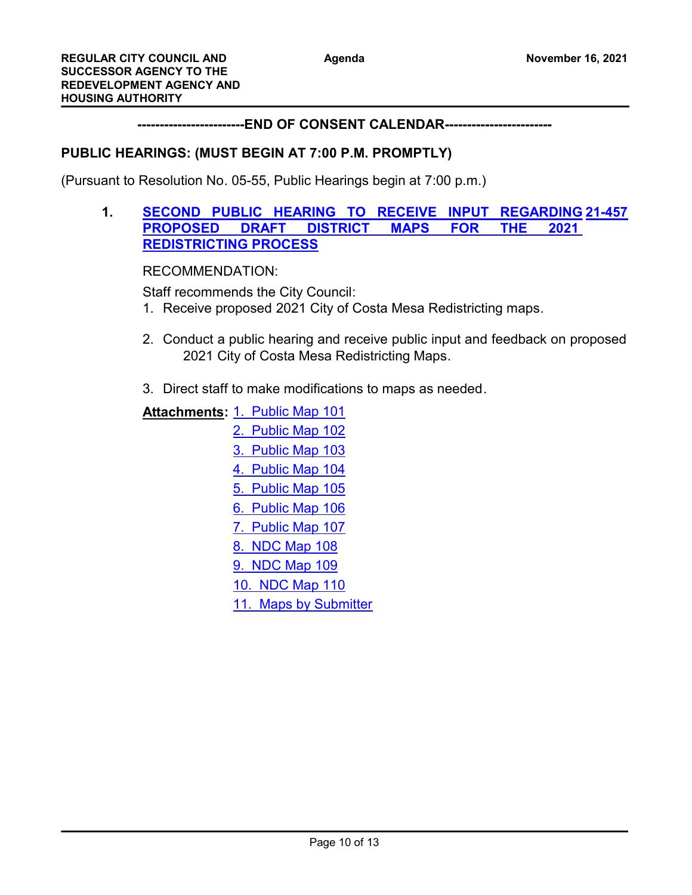------------------------END OF CONSENT CALENDAR------------------------

## PUBLIC HEARINGS: (MUST BEGIN AT 7:00 P.M. PROMPTLY)

(Pursuant to Resolution No. 05-55, Public Hearings begin at 7:00 p.m.)

**1. SECOND PUBLIC HEARING TO RECEIVE INPUT REGARDING PROPOSED DRAFT DISTRICT MAPS FOR THE 2021 REDISTRICTING PROCESS** **21-457**

RECOMMENDATION:

Staff recommends the City Council:

1. Receive proposed 2021 City of Costa Mesa Redistricting maps.
2. Conduct a public hearing and receive public input and feedback on proposed 2021 City of Costa Mesa Redistricting Maps.
3. Direct staff to make modifications to maps as needed.

**Attachments:**
1. Public Map 101
2. Public Map 102
3. Public Map 103
4. Public Map 104
5. Public Map 105
6. Public Map 106
7. Public Map 107
8. NDC Map 108
9. NDC Map 109
10. NDC Map 110
11. Maps by Submitter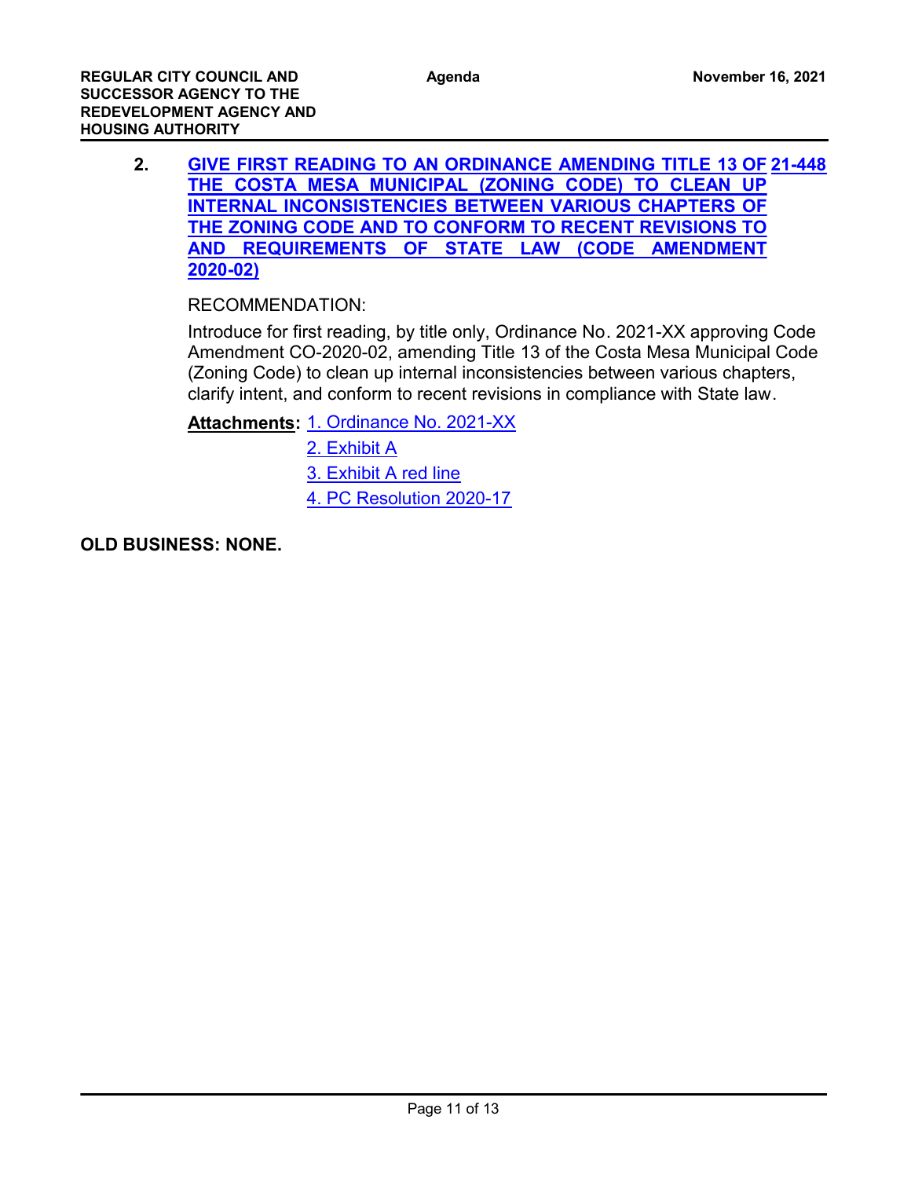**2. GIVE FIRST READING TO AN ORDINANCE AMENDING TITLE 13 OF THE COSTA MESA MUNICIPAL (ZONING CODE) TO CLEAN UP INTERNAL INCONSISTENCIES BETWEEN VARIOUS CHAPTERS OF THE ZONING CODE AND TO CONFORM TO RECENT REVISIONS TO AND REQUIREMENTS OF STATE LAW (CODE AMENDMENT 2020-02)** **21-448**

RECOMMENDATION:

Introduce for first reading, by title only, Ordinance No. 2021-XX approving Code Amendment CO-2020-02, amending Title 13 of the Costa Mesa Municipal Code (Zoning Code) to clean up internal inconsistencies between various chapters, clarify intent, and conform to recent revisions in compliance with State law.

**Attachments:** 1. Ordinance No. 2021-XX
2. Exhibit A
3. Exhibit A red line
4. PC Resolution 2020-17

**OLD BUSINESS: NONE.**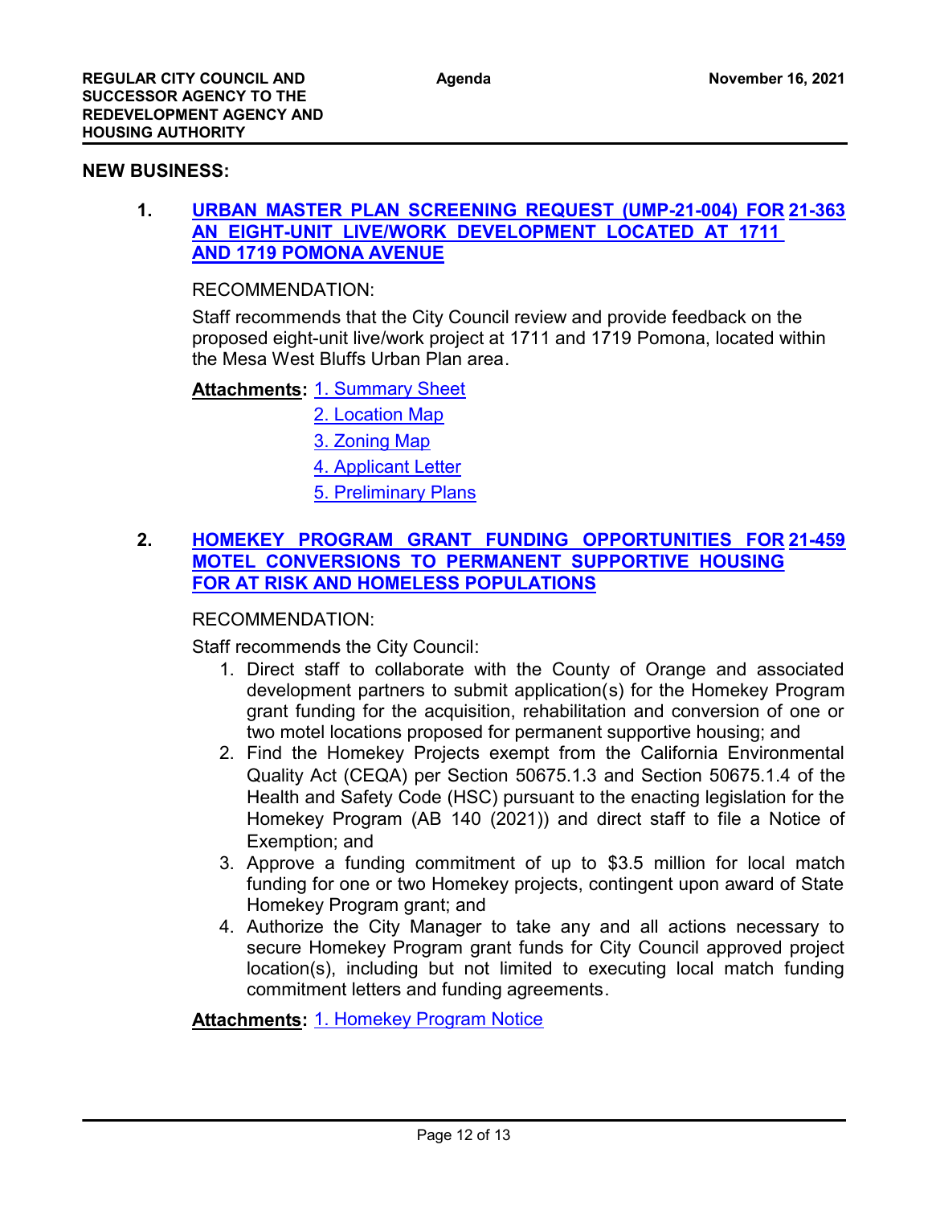## NEW BUSINESS:

**1. URBAN MASTER PLAN SCREENING REQUEST (UMP-21-004) FOR AN EIGHT-UNIT LIVE/WORK DEVELOPMENT LOCATED AT 1711 AND 1719 POMONA AVENUE** **21-363**

RECOMMENDATION:

Staff recommends that the City Council review and provide feedback on the proposed eight-unit live/work project at 1711 and 1719 Pomona, located within the Mesa West Bluffs Urban Plan area.

**Attachments:** 1. Summary Sheet
2. Location Map
3. Zoning Map
4. Applicant Letter
5. Preliminary Plans

**2. HOMEKEY PROGRAM GRANT FUNDING OPPORTUNITIES FOR MOTEL CONVERSIONS TO PERMANENT SUPPORTIVE HOUSING FOR AT RISK AND HOMELESS POPULATIONS** **21-459**

RECOMMENDATION:

Staff recommends the City Council:

1. Direct staff to collaborate with the County of Orange and associated development partners to submit application(s) for the Homekey Program grant funding for the acquisition, rehabilitation and conversion of one or two motel locations proposed for permanent supportive housing; and
2. Find the Homekey Projects exempt from the California Environmental Quality Act (CEQA) per Section 50675.1.3 and Section 50675.1.4 of the Health and Safety Code (HSC) pursuant to the enacting legislation for the Homekey Program (AB 140 (2021)) and direct staff to file a Notice of Exemption; and
3. Approve a funding commitment of up to $3.5 million for local match funding for one or two Homekey projects, contingent upon award of State Homekey Program grant; and
4. Authorize the City Manager to take any and all actions necessary to secure Homekey Program grant funds for City Council approved project location(s), including but not limited to executing local match funding commitment letters and funding agreements.

**Attachments:** 1. Homekey Program Notice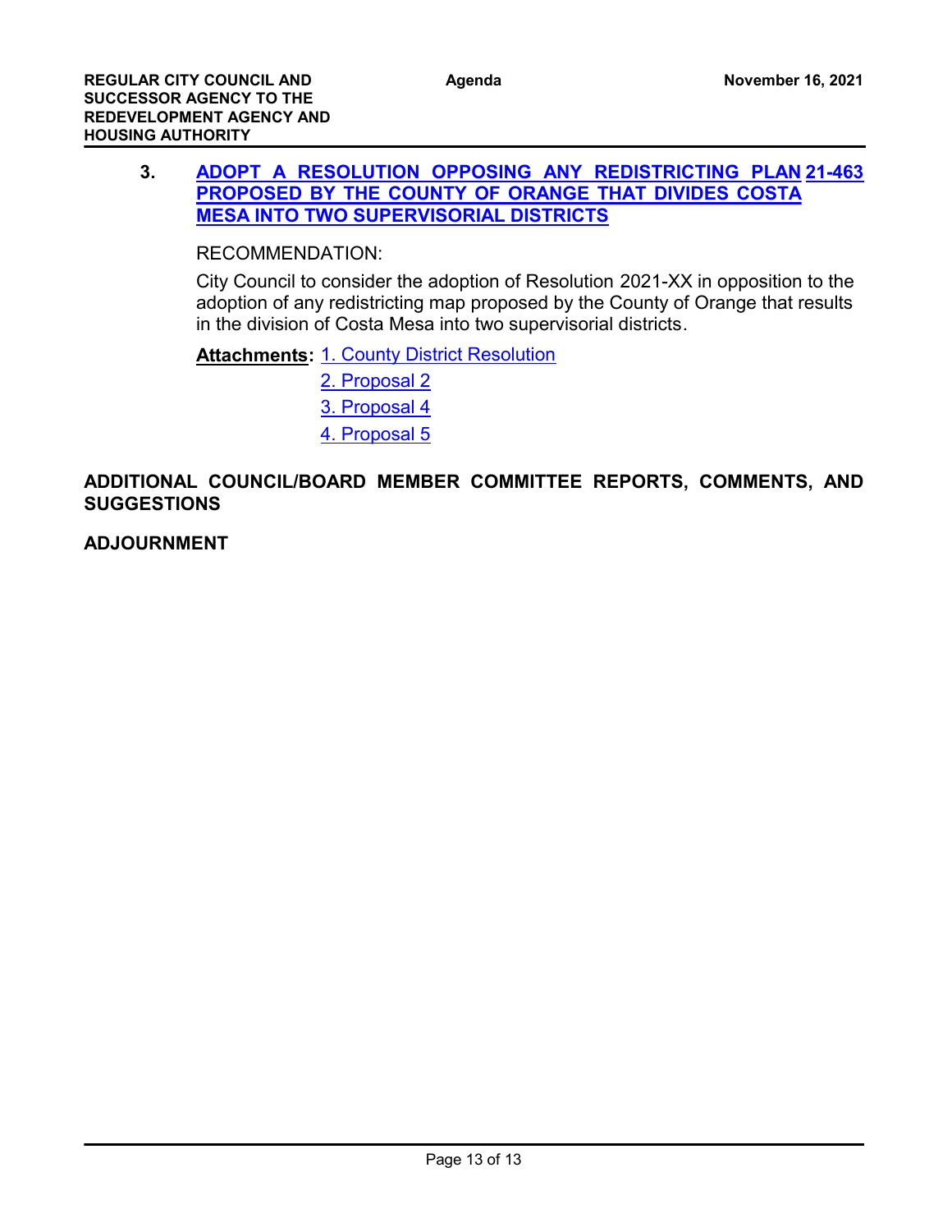**3.** **ADOPT A RESOLUTION OPPOSING ANY REDISTRICTING PLAN PROPOSED BY THE COUNTY OF ORANGE THAT DIVIDES COSTA MESA INTO TWO SUPERVISORIAL DISTRICTS** **21-463**

RECOMMENDATION:

City Council to consider the adoption of Resolution 2021-XX in opposition to the adoption of any redistricting map proposed by the County of Orange that results in the division of Costa Mesa into two supervisorial districts.

**Attachments:** 1. County District Resolution

2. Proposal 2

3. Proposal 4

4. Proposal 5

## ADDITIONAL COUNCIL/BOARD MEMBER COMMITTEE REPORTS, COMMENTS, AND SUGGESTIONS

## ADJOURNMENT